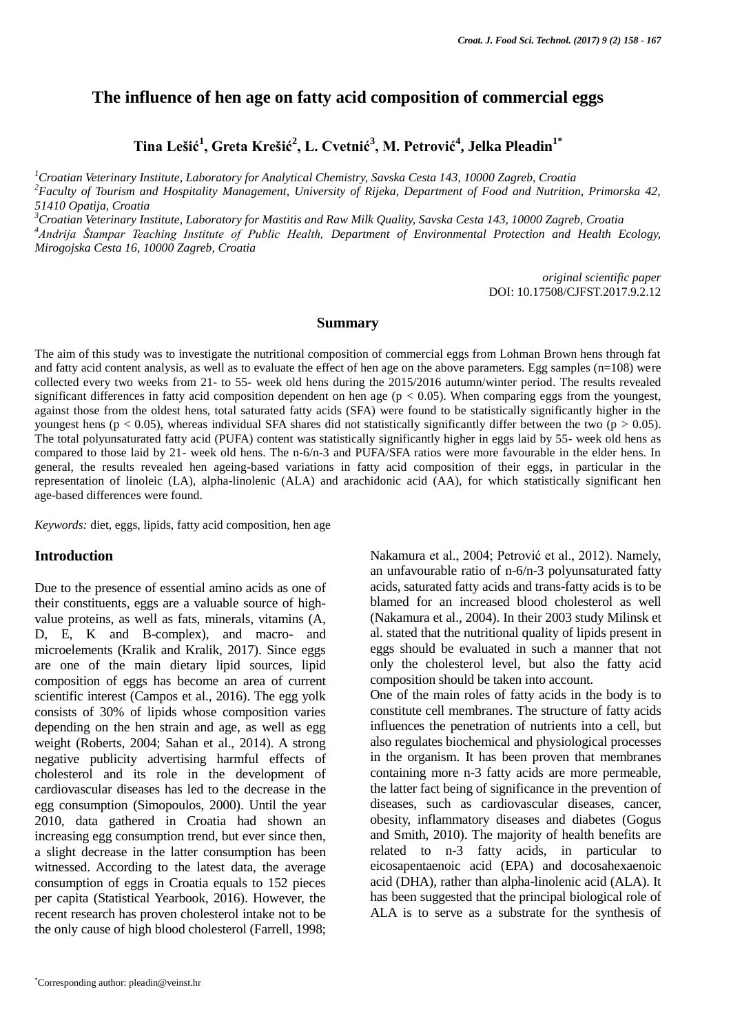# The influence of hen age on fatty acid composition of commercial eggs

**Tina Lešić[1], Greta Krešić[2], L. Cvetnić[3], M. Petrović[4], Jelka Pleadin[1*]**

[1]*Croatian Veterinary Institute, Laboratory for Analytical Chemistry, Savska Cesta 143, 10000 Zagreb, Croatia*
[2]*Faculty of Tourism and Hospitality Management, University of Rijeka, Department of Food and Nutrition, Primorska 42, 51410 Opatija, Croatia*
[3]*Croatian Veterinary Institute, Laboratory for Mastitis and Raw Milk Quality, Savska Cesta 143, 10000 Zagreb, Croatia*
[4]*Andrija Štampar Teaching Institute of Public Health, Department of Environmental Protection and Health Ecology, Mirogojska Cesta 16, 10000 Zagreb, Croatia*

*original scientific paper*
DOI: 10.17508/CJFST.2017.9.2.12

## Summary

The aim of this study was to investigate the nutritional composition of commercial eggs from Lohman Brown hens through fat and fatty acid content analysis, as well as to evaluate the effect of hen age on the above parameters. Egg samples (n=108) were collected every two weeks from 21- to 55- week old hens during the 2015/2016 autumn/winter period. The results revealed significant differences in fatty acid composition dependent on hen age ($p < 0.05$). When comparing eggs from the youngest, against those from the oldest hens, total saturated fatty acids (SFA) were found to be statistically significantly higher in the youngest hens ($p < 0.05$), whereas individual SFA shares did not statistically significantly differ between the two ($p > 0.05$). The total polyunsaturated fatty acid (PUFA) content was statistically significantly higher in eggs laid by 55- week old hens as compared to those laid by 21- week old hens. The n-6/n-3 and PUFA/SFA ratios were more favourable in the elder hens. In general, the results revealed hen ageing-based variations in fatty acid composition of their eggs, in particular in the representation of linoleic (LA), alpha-linolenic (ALA) and arachidonic acid (AA), for which statistically significant hen age-based differences were found.

*Keywords:* diet, eggs, lipids, fatty acid composition, hen age

## Introduction

Due to the presence of essential amino acids as one of their constituents, eggs are a valuable source of high-value proteins, as well as fats, minerals, vitamins (A, D, E, K and B-complex), and macro- and microelements (Kralik and Kralik, 2017). Since eggs are one of the main dietary lipid sources, lipid composition of eggs has become an area of current scientific interest (Campos et al., 2016). The egg yolk consists of 30% of lipids whose composition varies depending on the hen strain and age, as well as egg weight (Roberts, 2004; Sahan et al., 2014). A strong negative publicity advertising harmful effects of cholesterol and its role in the development of cardiovascular diseases has led to the decrease in the egg consumption (Simopoulos, 2000). Until the year 2010, data gathered in Croatia had shown an increasing egg consumption trend, but ever since then, a slight decrease in the latter consumption has been witnessed. According to the latest data, the average consumption of eggs in Croatia equals to 152 pieces per capita (Statistical Yearbook, 2016). However, the recent research has proven cholesterol intake not to be the only cause of high blood cholesterol (Farrell, 1998; Nakamura et al., 2004; Petrović et al., 2012). Namely, an unfavourable ratio of n-6/n-3 polyunsaturated fatty acids, saturated fatty acids and trans-fatty acids is to be blamed for an increased blood cholesterol as well (Nakamura et al., 2004). In their 2003 study Milinsk et al. stated that the nutritional quality of lipids present in eggs should be evaluated in such a manner that not only the cholesterol level, but also the fatty acid composition should be taken into account.

One of the main roles of fatty acids in the body is to constitute cell membranes. The structure of fatty acids influences the penetration of nutrients into a cell, but also regulates biochemical and physiological processes in the organism. It has been proven that membranes containing more n-3 fatty acids are more permeable, the latter fact being of significance in the prevention of diseases, such as cardiovascular diseases, cancer, obesity, inflammatory diseases and diabetes (Gogus and Smith, 2010). The majority of health benefits are related to n-3 fatty acids, in particular to eicosapentaenoic acid (EPA) and docosahexaenoic acid (DHA), rather than alpha-linolenic acid (ALA). It has been suggested that the principal biological role of ALA is to serve as a substrate for the synthesis of

*Corresponding author: pleadin@veinst.hr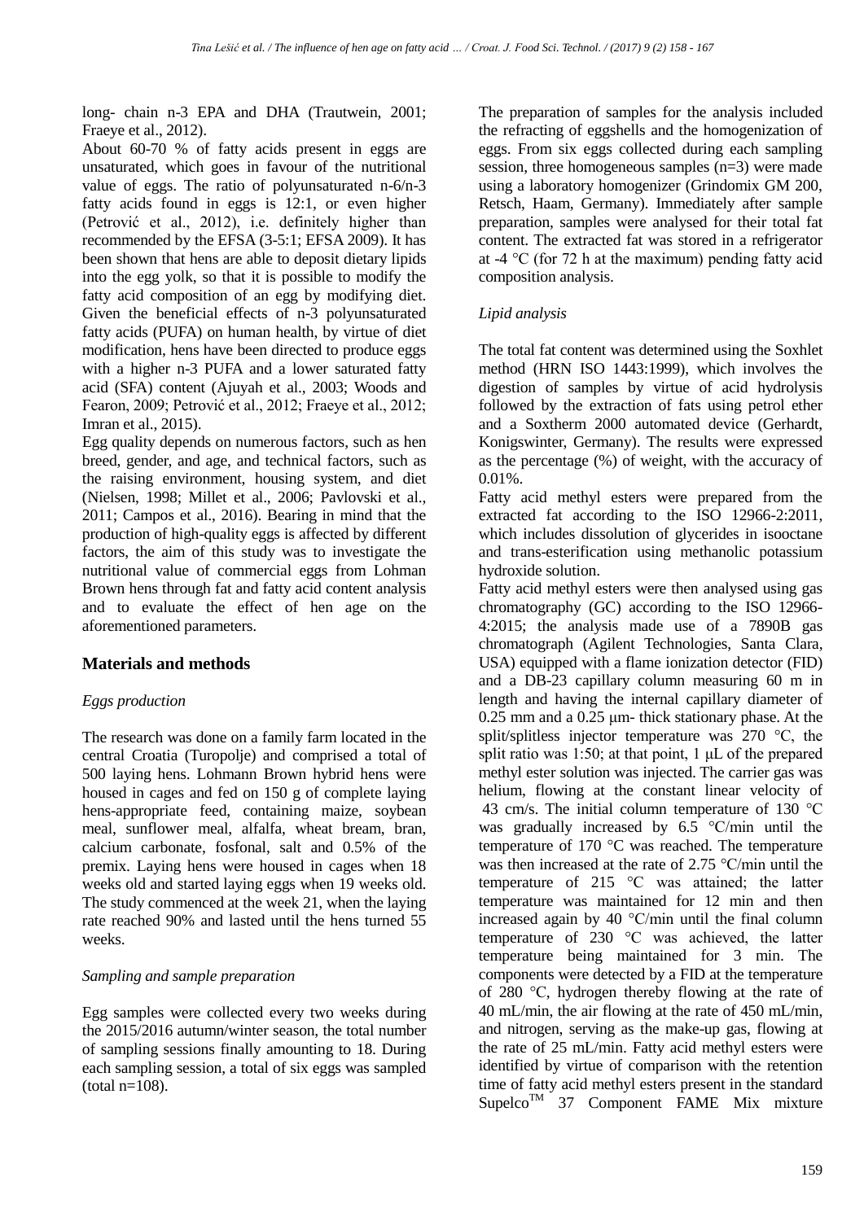long- chain n-3 EPA and DHA (Trautwein, 2001; Fraeye et al., 2012).

About 60-70 % of fatty acids present in eggs are unsaturated, which goes in favour of the nutritional value of eggs. The ratio of polyunsaturated n-6/n-3 fatty acids found in eggs is 12:1, or even higher (Petrović et al., 2012), i.e. definitely higher than recommended by the EFSA (3-5:1; EFSA 2009). It has been shown that hens are able to deposit dietary lipids into the egg yolk, so that it is possible to modify the fatty acid composition of an egg by modifying diet. Given the beneficial effects of n-3 polyunsaturated fatty acids (PUFA) on human health, by virtue of diet modification, hens have been directed to produce eggs with a higher n-3 PUFA and a lower saturated fatty acid (SFA) content (Ajuyah et al., 2003; Woods and Fearon, 2009; Petrović et al., 2012; Fraeye et al., 2012; Imran et al., 2015).

Egg quality depends on numerous factors, such as hen breed, gender, and age, and technical factors, such as the raising environment, housing system, and diet (Nielsen, 1998; Millet et al., 2006; Pavlovski et al., 2011; Campos et al., 2016). Bearing in mind that the production of high-quality eggs is affected by different factors, the aim of this study was to investigate the nutritional value of commercial eggs from Lohman Brown hens through fat and fatty acid content analysis and to evaluate the effect of hen age on the aforementioned parameters.

## Materials and methods

### *Eggs production*

The research was done on a family farm located in the central Croatia (Turopolje) and comprised a total of 500 laying hens. Lohmann Brown hybrid hens were housed in cages and fed on 150 g of complete laying hens-appropriate feed, containing maize, soybean meal, sunflower meal, alfalfa, wheat bream, bran, calcium carbonate, fosfonal, salt and 0.5% of the premix. Laying hens were housed in cages when 18 weeks old and started laying eggs when 19 weeks old. The study commenced at the week 21, when the laying rate reached 90% and lasted until the hens turned 55 weeks.

### *Sampling and sample preparation*

Egg samples were collected every two weeks during the 2015/2016 autumn/winter season, the total number of sampling sessions finally amounting to 18. During each sampling session, a total of six eggs was sampled (total n=108).

The preparation of samples for the analysis included the refracting of eggshells and the homogenization of eggs. From six eggs collected during each sampling session, three homogeneous samples (n=3) were made using a laboratory homogenizer (Grindomix GM 200, Retsch, Haam, Germany). Immediately after sample preparation, samples were analysed for their total fat content. The extracted fat was stored in a refrigerator at -4 °C (for 72 h at the maximum) pending fatty acid composition analysis.

### *Lipid analysis*

The total fat content was determined using the Soxhlet method (HRN ISO 1443:1999), which involves the digestion of samples by virtue of acid hydrolysis followed by the extraction of fats using petrol ether and a Soxtherm 2000 automated device (Gerhardt, Konigswinter, Germany). The results were expressed as the percentage (%) of weight, with the accuracy of 0.01%.

Fatty acid methyl esters were prepared from the extracted fat according to the ISO 12966-2:2011, which includes dissolution of glycerides in isooctane and trans-esterification using methanolic potassium hydroxide solution.

Fatty acid methyl esters were then analysed using gas chromatography (GC) according to the ISO 12966-4:2015; the analysis made use of a 7890B gas chromatograph (Agilent Technologies, Santa Clara, USA) equipped with a flame ionization detector (FID) and a DB-23 capillary column measuring 60 m in length and having the internal capillary diameter of 0.25 mm and a 0.25 μm- thick stationary phase. At the split/splitless injector temperature was 270 °C, the split ratio was 1:50; at that point, 1 μL of the prepared methyl ester solution was injected. The carrier gas was helium, flowing at the constant linear velocity of 43 cm/s. The initial column temperature of 130 °C was gradually increased by 6.5 °C/min until the temperature of 170 °C was reached. The temperature was then increased at the rate of 2.75 °C/min until the temperature of 215 °C was attained; the latter temperature was maintained for 12 min and then increased again by 40 °C/min until the final column temperature of 230 °C was achieved, the latter temperature being maintained for 3 min. The components were detected by a FID at the temperature of 280 °C, hydrogen thereby flowing at the rate of 40 mL/min, the air flowing at the rate of 450 mL/min, and nitrogen, serving as the make-up gas, flowing at the rate of 25 mL/min. Fatty acid methyl esters were identified by virtue of comparison with the retention time of fatty acid methyl esters present in the standard Supelco™ 37 Component FAME Mix mixture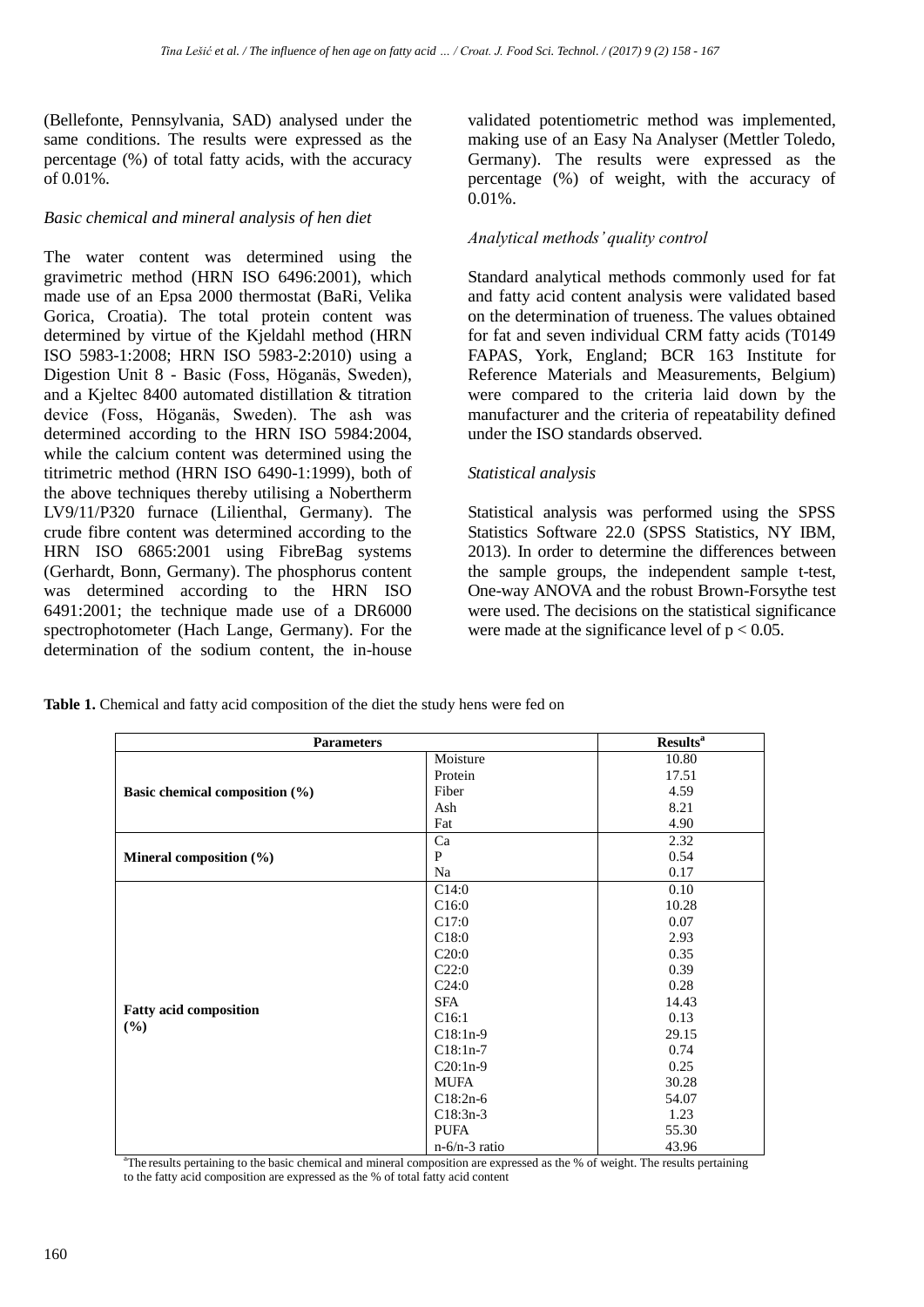(Bellefonte, Pennsylvania, SAD) analysed under the same conditions. The results were expressed as the percentage (%) of total fatty acids, with the accuracy of 0.01%.

### *Basic chemical and mineral analysis of hen diet*

The water content was determined using the gravimetric method (HRN ISO 6496:2001), which made use of an Epsa 2000 thermostat (BaRi, Velika Gorica, Croatia). The total protein content was determined by virtue of the Kjeldahl method (HRN ISO 5983-1:2008; HRN ISO 5983-2:2010) using a Digestion Unit 8 - Basic (Foss, Höganäs, Sweden), and a Kjeltec 8400 automated distillation & titration device (Foss, Höganäs, Sweden). The ash was determined according to the HRN ISO 5984:2004, while the calcium content was determined using the titrimetric method (HRN ISO 6490-1:1999), both of the above techniques thereby utilising a Nobertherm LV9/11/P320 furnace (Lilienthal, Germany). The crude fibre content was determined according to the HRN ISO 6865:2001 using FibreBag systems (Gerhardt, Bonn, Germany). The phosphorus content was determined according to the HRN ISO 6491:2001; the technique made use of a DR6000 spectrophotometer (Hach Lange, Germany). For the determination of the sodium content, the in-house validated potentiometric method was implemented, making use of an Easy Na Analyser (Mettler Toledo, Germany). The results were expressed as the percentage (%) of weight, with the accuracy of 0.01%.

### *Analytical methods' quality control*

Standard analytical methods commonly used for fat and fatty acid content analysis were validated based on the determination of trueness. The values obtained for fat and seven individual CRM fatty acids (T0149 FAPAS, York, England; BCR 163 Institute for Reference Materials and Measurements, Belgium) were compared to the criteria laid down by the manufacturer and the criteria of repeatability defined under the ISO standards observed.

### *Statistical analysis*

Statistical analysis was performed using the SPSS Statistics Software 22.0 (SPSS Statistics, NY IBM, 2013). In order to determine the differences between the sample groups, the independent sample t-test, One-way ANOVA and the robust Brown-Forsythe test were used. The decisions on the statistical significance were made at the significance level of $p < 0.05$.

**Table 1.** Chemical and fatty acid composition of the diet the study hens were fed on

| Parameters | | Results[a] |
|---|---|---|
| **Basic chemical composition (%)** | Moisture | 10.80 |
| | Protein | 17.51 |
| | Fiber | 4.59 |
| | Ash | 8.21 |
| | Fat | 4.90 |
| **Mineral composition (%)** | Ca | 2.32 |
| | P | 0.54 |
| | Na | 0.17 |
| **Fatty acid composition (%)** | C14:0 | 0.10 |
| | C16:0 | 10.28 |
| | C17:0 | 0.07 |
| | C18:0 | 2.93 |
| | C20:0 | 0.35 |
| | C22:0 | 0.39 |
| | C24:0 | 0.28 |
| | SFA | 14.43 |
| | C16:1 | 0.13 |
| | C18:1n-9 | 29.15 |
| | C18:1n-7 | 0.74 |
| | C20:1n-9 | 0.25 |
| | MUFA | 30.28 |
| | C18:2n-6 | 54.07 |
| | C18:3n-3 | 1.23 |
| | PUFA | 55.30 |
| | n-6/n-3 ratio | 43.96 |

[a]The results pertaining to the basic chemical and mineral composition are expressed as the % of weight. The results pertaining to the fatty acid composition are expressed as the % of total fatty acid content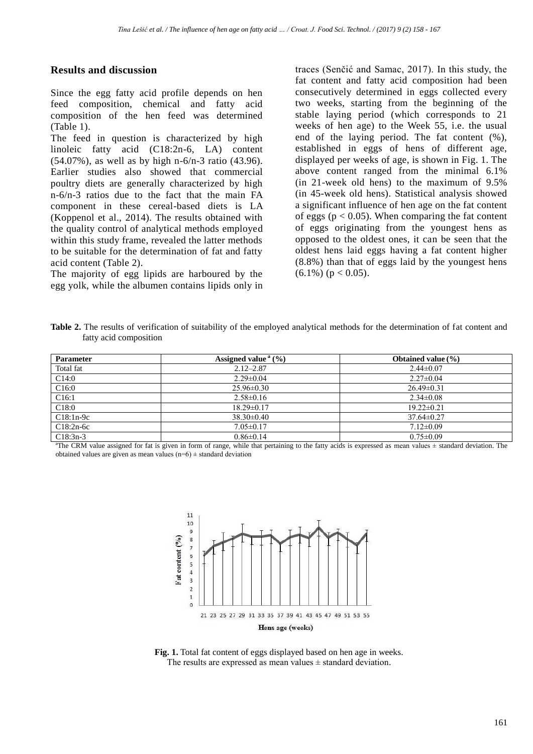## Results and discussion

Since the egg fatty acid profile depends on hen feed composition, chemical and fatty acid composition of the hen feed was determined (Table 1).

The feed in question is characterized by high linoleic fatty acid (C18:2n-6, LA) content (54.07%), as well as by high n-6/n-3 ratio (43.96). Earlier studies also showed that commercial poultry diets are generally characterized by high n-6/n-3 ratios due to the fact that the main FA component in these cereal-based diets is LA (Koppenol et al., 2014). The results obtained with the quality control of analytical methods employed within this study frame, revealed the latter methods to be suitable for the determination of fat and fatty acid content (Table 2).

The majority of egg lipids are harboured by the egg yolk, while the albumen contains lipids only in traces (Senčić and Samac, 2017). In this study, the fat content and fatty acid composition had been consecutively determined in eggs collected every two weeks, starting from the beginning of the stable laying period (which corresponds to 21 weeks of hen age) to the Week 55, i.e. the usual end of the laying period. The fat content (%), established in eggs of hens of different age, displayed per weeks of age, is shown in Fig. 1. The above content ranged from the minimal 6.1% (in 21-week old hens) to the maximum of 9.5% (in 45-week old hens). Statistical analysis showed a significant influence of hen age on the fat content of eggs ($p < 0.05$). When comparing the fat content of eggs originating from the youngest hens as opposed to the oldest ones, it can be seen that the oldest hens laid eggs having a fat content higher (8.8%) than that of eggs laid by the youngest hens (6.1%) ($p < 0.05$).

**Table 2.** The results of verification of suitability of the employed analytical methods for the determination of fat content and fatty acid composition

| Parameter | Assigned value [a] (%) | Obtained value (%) |
|---|---|---|
| Total fat | 2.12–2.87 | 2.44±0.07 |
| C14:0 | 2.29±0.04 | 2.27±0.04 |
| C16:0 | 25.96±0.30 | 26.49±0.31 |
| C16:1 | 2.58±0.16 | 2.34±0.08 |
| C18:0 | 18.29±0.17 | 19.22±0.21 |
| C18:1n-9c | 38.30±0.40 | 37.64±0.27 |
| C18:2n-6c | 7.05±0.17 | 7.12±0.09 |
| C18:3n-3 | 0.86±0.14 | 0.75±0.09 |

[a]The CRM value assigned for fat is given in form of range, while that pertaining to the fatty acids is expressed as mean values ± standard deviation. The obtained values are given as mean values (n=6) ± standard deviation

**Fig. 1.** Total fat content of eggs displayed based on hen age in weeks. The results are expressed as mean values ± standard deviation.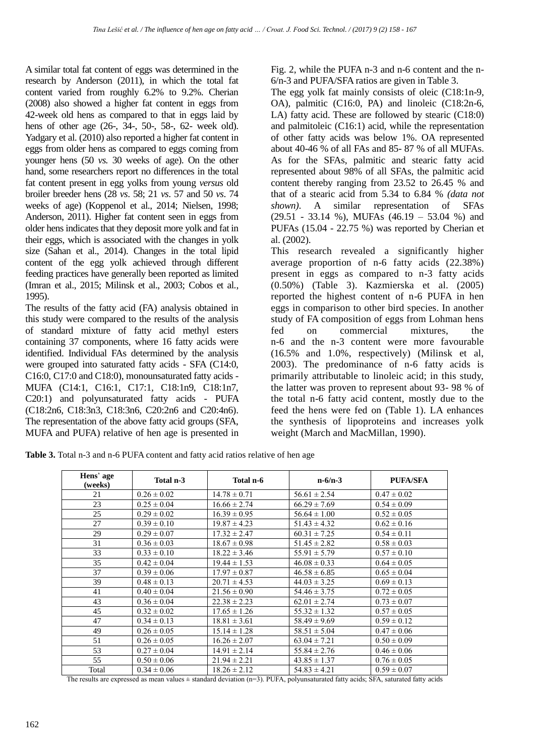A similar total fat content of eggs was determined in the research by Anderson (2011), in which the total fat content varied from roughly 6.2% to 9.2%. Cherian (2008) also showed a higher fat content in eggs from 42-week old hens as compared to that in eggs laid by hens of other age (26-, 34-, 50-, 58-, 62- week old). Yadgary et al. (2010) also reported a higher fat content in eggs from older hens as compared to eggs coming from younger hens (50 *vs.* 30 weeks of age). On the other hand, some researchers report no differences in the total fat content present in egg yolks from young *versus* old broiler breeder hens (28 *vs*. 58; 21 *vs*. 57 and 50 *vs*. 74 weeks of age) (Koppenol et al., 2014; Nielsen, 1998; Anderson, 2011). Higher fat content seen in eggs from older hens indicates that they deposit more yolk and fat in their eggs, which is associated with the changes in yolk size (Sahan et al., 2014). Changes in the total lipid content of the egg yolk achieved through different feeding practices have generally been reported as limited (Imran et al., 2015; Milinsk et al., 2003; Cobos et al., 1995).

The results of the fatty acid (FA) analysis obtained in this study were compared to the results of the analysis of standard mixture of fatty acid methyl esters containing 37 components, where 16 fatty acids were identified. Individual FAs determined by the analysis were grouped into saturated fatty acids - SFA (C14:0, C16:0, C17:0 and C18:0), monounsaturated fatty acids - MUFA (C14:1, C16:1, C17:1, C18:1n9, C18:1n7, C20:1) and polyunsaturated fatty acids - PUFA (C18:2n6, C18:3n3, C18:3n6, C20:2n6 and C20:4n6). The representation of the above fatty acid groups (SFA, MUFA and PUFA) relative of hen age is presented in Fig. 2, while the PUFA n-3 and n-6 content and the n-6/n-3 and PUFA/SFA ratios are given in Table 3.

The egg yolk fat mainly consists of oleic (C18:1n-9, OA), palmitic (C16:0, PA) and linoleic (C18:2n-6, LA) fatty acid. These are followed by stearic (C18:0) and palmitoleic (C16:1) acid, while the representation of other fatty acids was below 1%. OA represented about 40-46 % of all FAs and 85- 87 % of all MUFAs. As for the SFAs, palmitic and stearic fatty acid represented about 98% of all SFAs, the palmitic acid content thereby ranging from 23.52 to 26.45 % and that of a stearic acid from 5.34 to 6.84 % *(data not shown)*. A similar representation of SFAs (29.51 - 33.14 %), MUFAs (46.19 – 53.04 %) and PUFAs (15.04 - 22.75 %) was reported by Cherian et al. (2002).

This research revealed a significantly higher average proportion of n-6 fatty acids (22.38%) present in eggs as compared to n-3 fatty acids (0.50%) (Table 3). Kazmierska et al. (2005) reported the highest content of n-6 PUFA in hen eggs in comparison to other bird species. In another study of FA composition of eggs from Lohman hens fed on commercial mixtures, the n-6 and the n-3 content were more favourable (16.5% and 1.0%, respectively) (Milinsk et al, 2003). The predominance of n-6 fatty acids is primarily attributable to linoleic acid; in this study, the latter was proven to represent about 93- 98 % of the total n-6 fatty acid content, mostly due to the feed the hens were fed on (Table 1). LA enhances the synthesis of lipoproteins and increases yolk weight (March and MacMillan, 1990).

**Table 3.** Total n-3 and n-6 PUFA content and fatty acid ratios relative of hen age

| Hens' age (weeks) | Total n-3 | Total n-6 | n-6/n-3 | PUFA/SFA |
|---|---|---|---|---|
| 21 | 0.26 ± 0.02 | 14.78 ± 0.71 | 56.61 ± 2.54 | 0.47 ± 0.02 |
| 23 | 0.25 ± 0.04 | 16.66 ± 2.74 | 66.29 ± 7.69 | 0.54 ± 0.09 |
| 25 | 0.29 ± 0.02 | 16.39 ± 0.95 | 56.64 ± 1.00 | 0.52 ± 0.05 |
| 27 | 0.39 ± 0.10 | 19.87 ± 4.23 | 51.43 ± 4.32 | 0.62 ± 0.16 |
| 29 | 0.29 ± 0.07 | 17.32 ± 2.47 | 60.31 ± 7.25 | 0.54 ± 0.11 |
| 31 | 0.36 ± 0.03 | 18.67 ± 0.98 | 51.45 ± 2.82 | 0.58 ± 0.03 |
| 33 | 0.33 ± 0.10 | 18.22 ± 3.46 | 55.91 ± 5.79 | 0.57 ± 0.10 |
| 35 | 0.42 ± 0.04 | 19.44 ± 1.53 | 46.08 ± 0.33 | 0.64 ± 0.05 |
| 37 | 0.39 ± 0.06 | 17.97 ± 0.87 | 46.58 ± 6.85 | 0.65 ± 0.04 |
| 39 | 0.48 ± 0.13 | 20.71 ± 4.53 | 44.03 ± 3.25 | 0.69 ± 0.13 |
| 41 | 0.40 ± 0.04 | 21.56 ± 0.90 | 54.46 ± 3.75 | 0.72 ± 0.05 |
| 43 | 0.36 ± 0.04 | 22.38 ± 2.23 | 62.01 ± 2.74 | 0.73 ± 0.07 |
| 45 | 0.32 ± 0.02 | 17.65 ± 1.26 | 55.32 ± 1.32 | 0.57 ± 0.05 |
| 47 | 0.34 ± 0.13 | 18.81 ± 3.61 | 58.49 ± 9.69 | 0.59 ± 0.12 |
| 49 | 0.26 ± 0.05 | 15.14 ± 1.28 | 58.51 ± 5.04 | 0.47 ± 0.06 |
| 51 | 0.26 ± 0.05 | 16.26 ± 2.07 | 63.04 ± 7.21 | 0.50 ± 0.09 |
| 53 | 0.27 ± 0.04 | 14.91 ± 2.14 | 55.84 ± 2.76 | 0.46 ± 0.06 |
| 55 | 0.50 ± 0.06 | 21.94 ± 2.21 | 43.85 ± 1.37 | 0.76 ± 0.05 |
| Total | 0.34 ± 0.06 | 18.26 ± 2.12 | 54.83 ± 4.21 | 0.59 ± 0.07 |

The results are expressed as mean values ± standard deviation (n=3). PUFA, polyunsaturated fatty acids; SFA, saturated fatty acids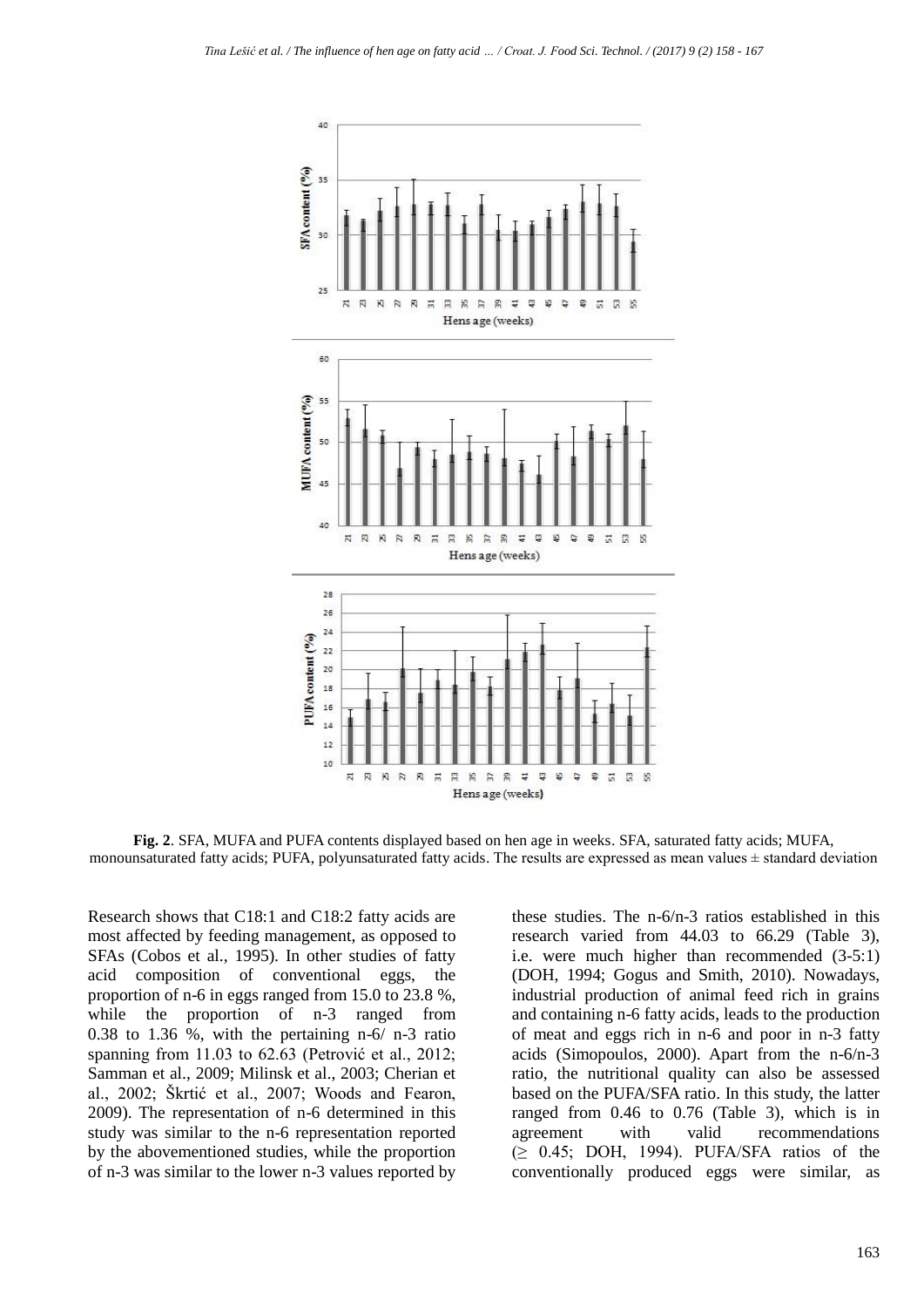**Fig. 2**. SFA, MUFA and PUFA contents displayed based on hen age in weeks. SFA, saturated fatty acids; MUFA, monounsaturated fatty acids; PUFA, polyunsaturated fatty acids. The results are expressed as mean values ± standard deviation

Research shows that C18:1 and C18:2 fatty acids are most affected by feeding management, as opposed to SFAs (Cobos et al., 1995). In other studies of fatty acid composition of conventional eggs, the proportion of n-6 in eggs ranged from 15.0 to 23.8 %, while the proportion of n-3 ranged from 0.38 to 1.36 %, with the pertaining n-6/ n-3 ratio spanning from 11.03 to 62.63 (Petrović et al., 2012; Samman et al., 2009; Milinsk et al., 2003; Cherian et al., 2002; Škrtić et al., 2007; Woods and Fearon, 2009). The representation of n-6 determined in this study was similar to the n-6 representation reported by the abovementioned studies, while the proportion of n-3 was similar to the lower n-3 values reported by these studies. The n-6/n-3 ratios established in this research varied from 44.03 to 66.29 (Table 3), i.e. were much higher than recommended (3-5:1) (DOH, 1994; Gogus and Smith, 2010). Nowadays, industrial production of animal feed rich in grains and containing n-6 fatty acids, leads to the production of meat and eggs rich in n-6 and poor in n-3 fatty acids (Simopoulos, 2000). Apart from the n-6/n-3 ratio, the nutritional quality can also be assessed based on the PUFA/SFA ratio. In this study, the latter ranged from 0.46 to 0.76 (Table 3), which is in agreement with valid recommendations (≥ 0.45; DOH, 1994). PUFA/SFA ratios of the conventionally produced eggs were similar, as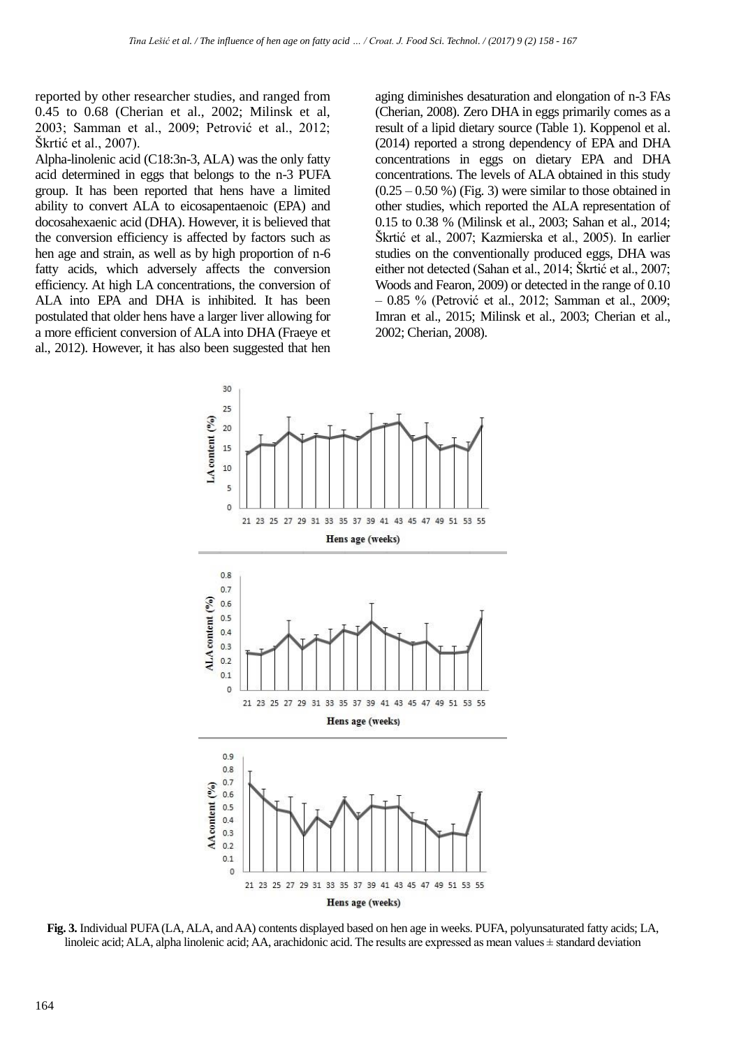reported by other researcher studies, and ranged from 0.45 to 0.68 (Cherian et al., 2002; Milinsk et al, 2003; Samman et al., 2009; Petrović et al., 2012; Škrtić et al., 2007).

Alpha-linolenic acid (C18:3n-3, ALA) was the only fatty acid determined in eggs that belongs to the n-3 PUFA group. It has been reported that hens have a limited ability to convert ALA to eicosapentaenoic (EPA) and docosahexaenoic acid (DHA). However, it is believed that the conversion efficiency is affected by factors such as hen age and strain, as well as by high proportion of n-6 fatty acids, which adversely affects the conversion efficiency. At high LA concentrations, the conversion of ALA into EPA and DHA is inhibited. It has been postulated that older hens have a larger liver allowing for a more efficient conversion of ALA into DHA (Fraeye et al., 2012). However, it has also been suggested that hen aging diminishes desaturation and elongation of n-3 FAs (Cherian, 2008). Zero DHA in eggs primarily comes as a result of a lipid dietary source (Table 1). Koppenol et al. (2014) reported a strong dependency of EPA and DHA concentrations in eggs on dietary EPA and DHA concentrations. The levels of ALA obtained in this study (0.25 – 0.50 %) (Fig. 3) were similar to those obtained in other studies, which reported the ALA representation of 0.15 to 0.38 % (Milinsk et al., 2003; Sahan et al., 2014; Škrtić et al., 2007; Kazmierska et al., 2005). In earlier studies on the conventionally produced eggs, DHA was either not detected (Sahan et al., 2014; Škrtić et al., 2007; Woods and Fearon, 2009) or detected in the range of 0.10 – 0.85 % (Petrović et al., 2012; Samman et al., 2009; Imran et al., 2015; Milinsk et al., 2003; Cherian et al., 2002; Cherian, 2008).

**Fig. 3.** Individual PUFA (LA, ALA, and AA) contents displayed based on hen age in weeks. PUFA, polyunsaturated fatty acids; LA, linoleic acid; ALA, alpha linolenic acid; AA, arachidonic acid. The results are expressed as mean values ± standard deviation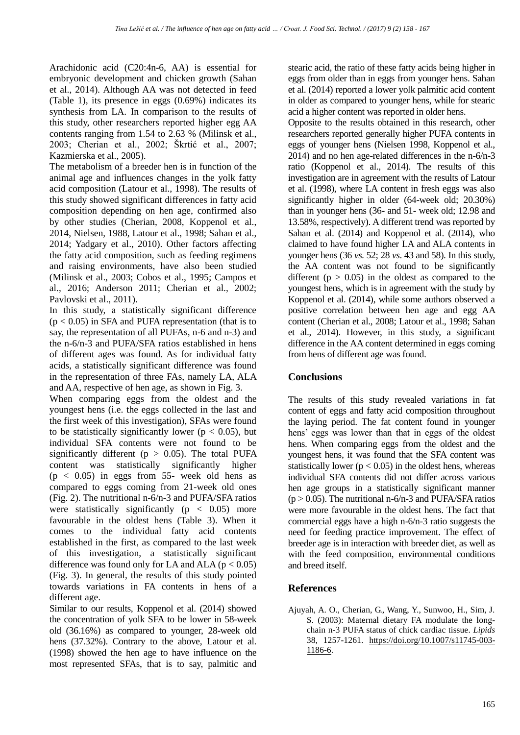Arachidonic acid (C20:4n-6, AA) is essential for embryonic development and chicken growth (Sahan et al., 2014). Although AA was not detected in feed (Table 1), its presence in eggs (0.69%) indicates its synthesis from LA. In comparison to the results of this study, other researchers reported higher egg AA contents ranging from 1.54 to 2.63 % (Milinsk et al., 2003; Cherian et al., 2002; Škrtić et al., 2007; Kazmierska et al., 2005).

The metabolism of a breeder hen is in function of the animal age and influences changes in the yolk fatty acid composition (Latour et al., 1998). The results of this study showed significant differences in fatty acid composition depending on hen age, confirmed also by other studies (Cherian, 2008, Koppenol et al., 2014, Nielsen, 1988, Latour et al., 1998; Sahan et al., 2014; Yadgary et al., 2010). Other factors affecting the fatty acid composition, such as feeding regimens and raising environments, have also been studied (Milinsk et al., 2003; Cobos et al., 1995; Campos et al., 2016; Anderson 2011; Cherian et al., 2002; Pavlovski et al., 2011).

In this study, a statistically significant difference ($p < 0.05$) in SFA and PUFA representation (that is to say, the representation of all PUFAs, n-6 and n-3) and the n-6/n-3 and PUFA/SFA ratios established in hens of different ages was found. As for individual fatty acids, a statistically significant difference was found in the representation of three FAs, namely LA, ALA and AA, respective of hen age, as shown in Fig. 3.

When comparing eggs from the oldest and the youngest hens (i.e. the eggs collected in the last and the first week of this investigation), SFAs were found to be statistically significantly lower ($p < 0.05$), but individual SFA contents were not found to be significantly different ($p > 0.05$). The total PUFA content was statistically significantly higher ($p < 0.05$) in eggs from 55- week old hens as compared to eggs coming from 21-week old ones (Fig. 2). The nutritional n-6/n-3 and PUFA/SFA ratios were statistically significantly ($p < 0.05$) more favourable in the oldest hens (Table 3). When it comes to the individual fatty acid contents established in the first, as compared to the last week of this investigation, a statistically significant difference was found only for LA and ALA ($p < 0.05$) (Fig. 3). In general, the results of this study pointed towards variations in FA contents in hens of a different age.

Similar to our results, Koppenol et al. (2014) showed the concentration of yolk SFA to be lower in 58-week old (36.16%) as compared to younger, 28-week old hens (37.32%). Contrary to the above, Latour et al. (1998) showed the hen age to have influence on the most represented SFAs, that is to say, palmitic and stearic acid, the ratio of these fatty acids being higher in eggs from older than in eggs from younger hens. Sahan et al. (2014) reported a lower yolk palmitic acid content in older as compared to younger hens, while for stearic acid a higher content was reported in older hens.

Opposite to the results obtained in this research, other researchers reported generally higher PUFA contents in eggs of younger hens (Nielsen 1998, Koppenol et al., 2014) and no hen age-related differences in the n-6/n-3 ratio (Koppenol et al., 2014). The results of this investigation are in agreement with the results of Latour et al. (1998), where LA content in fresh eggs was also significantly higher in older (64-week old; 20.30%) than in younger hens (36- and 51- week old; 12.98 and 13.58%, respectively). A different trend was reported by Sahan et al. (2014) and Koppenol et al. (2014), who claimed to have found higher LA and ALA contents in younger hens (36 *vs.* 52; 28 *vs.* 43 and 58). In this study, the AA content was not found to be significantly different ($p > 0.05$) in the oldest as compared to the youngest hens, which is in agreement with the study by Koppenol et al. (2014), while some authors observed a positive correlation between hen age and egg AA content (Cherian et al., 2008; Latour et al., 1998; Sahan et al., 2014). However, in this study, a significant difference in the AA content determined in eggs coming from hens of different age was found.

## Conclusions

The results of this study revealed variations in fat content of eggs and fatty acid composition throughout the laying period. The fat content found in younger hens' eggs was lower than that in eggs of the oldest hens. When comparing eggs from the oldest and the youngest hens, it was found that the SFA content was statistically lower ($p < 0.05$) in the oldest hens, whereas individual SFA contents did not differ across various hen age groups in a statistically significant manner ($p > 0.05$). The nutritional n-6/n-3 and PUFA/SFA ratios were more favourable in the oldest hens. The fact that commercial eggs have a high n-6/n-3 ratio suggests the need for feeding practice improvement. The effect of breeder age is in interaction with breeder diet, as well as with the feed composition, environmental conditions and breed itself.

## References

Ajuyah, A. O., Cherian, G., Wang, Y., Sunwoo, H., Sim, J. S. (2003): Maternal dietary FA modulate the long-chain n-3 PUFA status of chick cardiac tissue. *Lipids* 38, 1257-1261. https://doi.org/10.1007/s11745-003-1186-6.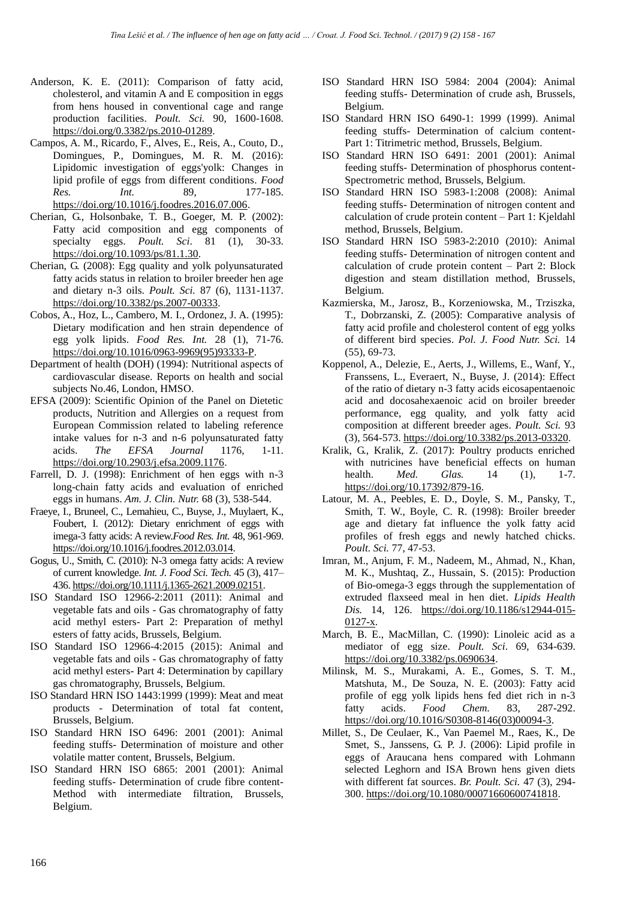Anderson, K. E. (2011): Comparison of fatty acid, cholesterol, and vitamin A and E composition in eggs from hens housed in conventional cage and range production facilities. *Poult. Sci.* 90, 1600-1608. https://doi.org/0.3382/ps.2010-01289.

Campos, A. M., Ricardo, F., Alves, E., Reis, A., Couto, D., Domingues, P., Domingues, M. R. M. (2016): Lipidomic investigation of eggs'yolk: Changes in lipid profile of eggs from different conditions. *Food Res. Int.* 89, 177-185. https://doi.org/10.1016/j.foodres.2016.07.006.

Cherian, G., Holsonbake, T. B., Goeger, M. P. (2002): Fatty acid composition and egg components of specialty eggs. *Poult. Sci*. 81 (1), 30-33. https://doi.org/10.1093/ps/81.1.30.

Cherian, G. (2008): Egg quality and yolk polyunsaturated fatty acids status in relation to broiler breeder hen age and dietary n-3 oils. *Poult. Sci.* 87 (6), 1131-1137. https://doi.org/10.3382/ps.2007-00333.

Cobos, A., Hoz, L., Cambero, M. I., Ordonez, J. A. (1995): Dietary modification and hen strain dependence of egg yolk lipids. *Food Res. Int.* 28 (1), 71-76. https://doi.org/10.1016/0963-9969(95)93333-P.

Department of health (DOH) (1994): Nutritional aspects of cardiovascular disease. Reports on health and social subjects No.46, London, HMSO.

EFSA (2009): Scientific Opinion of the Panel on Dietetic products, Nutrition and Allergies on a request from European Commission related to labeling reference intake values for n-3 and n-6 polyunsaturated fatty acids. *The EFSA Journal* 1176, 1-11. https://doi.org/10.2903/j.efsa.2009.1176.

Farrell, D. J. (1998): Enrichment of hen eggs with n-3 long-chain fatty acids and evaluation of enriched eggs in humans. *Am. J. Clin. Nutr.* 68 (3), 538-544.

Fraeye, I., Bruneel, C., Lemahieu, C., Buyse, J., Muylaert, K., Foubert, I. (2012): Dietary enrichment of eggs with imega-3 fatty acids: A review.*Food Res. Int.* 48, 961-969. https://doi.org/10.1016/j.foodres.2012.03.014.

Gogus, U., Smith, C. (2010): N-3 omega fatty acids: A review of current knowledge. *Int. J. Food Sci. Tech.* 45 (3), 417–436. https://doi.org/10.1111/j.1365-2621.2009.02151.

ISO Standard ISO 12966-2:2011 (2011): Animal and vegetable fats and oils - Gas chromatography of fatty acid methyl esters- Part 2: Preparation of methyl esters of fatty acids, Brussels, Belgium.

ISO Standard ISO 12966-4:2015 (2015): Animal and vegetable fats and oils - Gas chromatography of fatty acid methyl esters- Part 4: Determination by capillary gas chromatography, Brussels, Belgium.

ISO Standard HRN ISO 1443:1999 (1999): Meat and meat products - Determination of total fat content, Brussels, Belgium.

ISO Standard HRN ISO 6496: 2001 (2001): Animal feeding stuffs- Determination of moisture and other volatile matter content, Brussels, Belgium.

ISO Standard HRN ISO 6865: 2001 (2001): Animal feeding stuffs- Determination of crude fibre content- Method with intermediate filtration, Brussels, Belgium.

ISO Standard HRN ISO 5984: 2004 (2004): Animal feeding stuffs- Determination of crude ash, Brussels, Belgium.

ISO Standard HRN ISO 6490-1: 1999 (1999). Animal feeding stuffs- Determination of calcium content- Part 1: Titrimetric method, Brussels, Belgium.

ISO Standard HRN ISO 6491: 2001 (2001): Animal feeding stuffs- Determination of phosphorus content- Spectrometric method, Brussels, Belgium.

ISO Standard HRN ISO 5983-1:2008 (2008): Animal feeding stuffs- Determination of nitrogen content and calculation of crude protein content – Part 1: Kjeldahl method, Brussels, Belgium.

ISO Standard HRN ISO 5983-2:2010 (2010): Animal feeding stuffs- Determination of nitrogen content and calculation of crude protein content – Part 2: Block digestion and steam distillation method, Brussels, Belgium.

Kazmierska, M., Jarosz, B., Korzeniowska, M., Trziszka, T., Dobrzanski, Z. (2005): Comparative analysis of fatty acid profile and cholesterol content of egg yolks of different bird species. *Pol. J. Food Nutr. Sci.* 14 (55), 69-73.

Koppenol, A., Delezie, E., Aerts, J., Willems, E., Wanf, Y., Franssens, L., Everaert, N., Buyse, J. (2014): Effect of the ratio of dietary n-3 fatty acids eicosapentaenoic acid and docosahexaenoic acid on broiler breeder performance, egg quality, and yolk fatty acid composition at different breeder ages. *Poult. Sci.* 93 (3), 564-573. https://doi.org/10.3382/ps.2013-03320.

Kralik, G., Kralik, Z. (2017): Poultry products enriched with nutricines have beneficial effects on human health. *Med. Glas.* 14 (1), 1-7. https://doi.org/10.17392/879-16.

Latour, M. A., Peebles, E. D., Doyle, S. M., Pansky, T., Smith, T. W., Boyle, C. R. (1998): Broiler breeder age and dietary fat influence the yolk fatty acid profiles of fresh eggs and newly hatched chicks. *Poult. Sci.* 77, 47-53.

Imran, M., Anjum, F. M., Nadeem, M., Ahmad, N., Khan, M. K., Mushtaq, Z., Hussain, S. (2015): Production of Bio-omega-3 eggs through the supplementation of extruded flaxseed meal in hen diet. *Lipids Health Dis.* 14, 126. https://doi.org/10.1186/s12944-015-0127-x.

March, B. E., MacMillan, C. (1990): Linoleic acid as a mediator of egg size. *Poult. Sci*. 69, 634-639. https://doi.org/10.3382/ps.0690634.

Milinsk, M. S., Murakami, A. E., Gomes, S. T. M., Matshuta, M., De Souza, N. E. (2003): Fatty acid profile of egg yolk lipids hens fed diet rich in n-3 fatty acids. *Food Chem.* 83, 287-292. https://doi.org/10.1016/S0308-8146(03)00094-3.

Millet, S., De Ceulaer, K., Van Paemel M., Raes, K., De Smet, S., Janssens, G. P. J. (2006): Lipid profile in eggs of Araucana hens compared with Lohmann selected Leghorn and ISA Brown hens given diets with different fat sources. *Br. Poult. Sci.* 47 (3), 294-300. https://doi.org/10.1080/00071660600741818.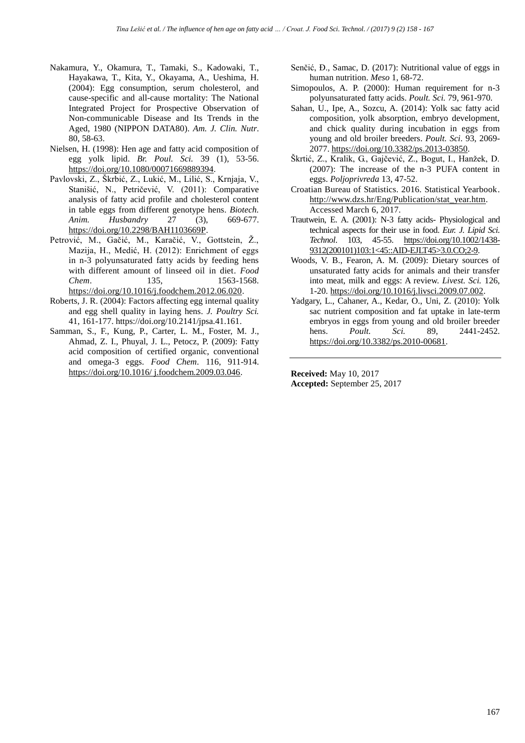Nakamura, Y., Okamura, T., Tamaki, S., Kadowaki, T., Hayakawa, T., Kita, Y., Okayama, A., Ueshima, H. (2004): Egg consumption, serum cholesterol, and cause-specific and all-cause mortality: The National Integrated Project for Prospective Observation of Non-communicable Disease and Its Trends in the Aged, 1980 (NIPPON DATA80). *Am. J. Clin. Nutr.* 80, 58-63.

Nielsen, H. (1998): Hen age and fatty acid composition of egg yolk lipid. *Br. Poul. Sci.* 39 (1), 53-56. https://doi.org/10.1080/00071669889394.

Pavlovski, Z., Škrbić, Z., Lukić, M., Lilić, S., Krnjaja, V., Stanišić, N., Petričević, V. (2011): Comparative analysis of fatty acid profile and cholesterol content in table eggs from different genotype hens. *Biotech. Anim. Husbandry* 27 (3), 669-677. https://doi.org/10.2298/BAH1103669P.

Petrović, M., Gačić, M., Karačić, V., Gottstein, Ž., Mazija, H., Medić, H. (2012): Enrichment of eggs in n-3 polyunsaturated fatty acids by feeding hens with different amount of linseed oil in diet. *Food Chem*. 135, 1563-1568. https://doi.org/10.1016/j.foodchem.2012.06.020.

Roberts, J. R. (2004): Factors affecting egg internal quality and egg shell quality in laying hens. *J. Poultry Sci.* 41, 161-177. https://doi.org/10.2141/jpsa.41.161.

Samman, S., F., Kung, P., Carter, L. M., Foster, M. J., Ahmad, Z. I., Phuyal, J. L., Petocz, P. (2009): Fatty acid composition of certified organic, conventional and omega-3 eggs. *Food Chem*. 116, 911-914. https://doi.org/10.1016/ j.foodchem.2009.03.046.

Senčić, Đ., Samac, D. (2017): Nutritional value of eggs in human nutrition. *Meso* 1, 68-72.

Simopoulos, A. P. (2000): Human requirement for n-3 polyunsaturated fatty acids. *Poult. Sci.* 79, 961-970.

Sahan, U., Ipe, A., Sozcu, A. (2014): Yolk sac fatty acid composition, yolk absorption, embryo development, and chick quality during incubation in eggs from young and old broiler breeders. *Poult. Sci*. 93, 2069-2077. https://doi.org/10.3382/ps.2013-03850.

Škrtić, Z., Kralik, G., Gajčević, Z., Bogut, I., Hanžek, D. (2007): The increase of the n-3 PUFA content in eggs. *Poljoprivreda* 13, 47-52.

Croatian Bureau of Statistics. 2016. Statistical Yearbook. http://www.dzs.hr/Eng/Publication/stat_year.htm. Accessed March 6, 2017.

Trautwein, E. A. (2001): N-3 fatty acids- Physiological and technical aspects for their use in food. *Eur. J. Lipid Sci. Technol*. 103, 45-55. https://doi.org/10.1002/1438-9312(200101)103:1<45::AID-EJLT45>3.0.CO;2-9.

Woods, V. B., Fearon, A. M. (2009): Dietary sources of unsaturated fatty acids for animals and their transfer into meat, milk and eggs: A review. *Livest. Sci.* 126, 1-20. https://doi.org/10.1016/j.livsci.2009.07.002.

Yadgary, L., Cahaner, A., Kedar, O., Uni, Z. (2010): Yolk sac nutrient composition and fat uptake in late-term embryos in eggs from young and old broiler breeder hens. *Poult. Sci.* 89, 2441-2452. https://doi.org/10.3382/ps.2010-00681.

---

**Received:** May 10, 2017
**Accepted:** September 25, 2017